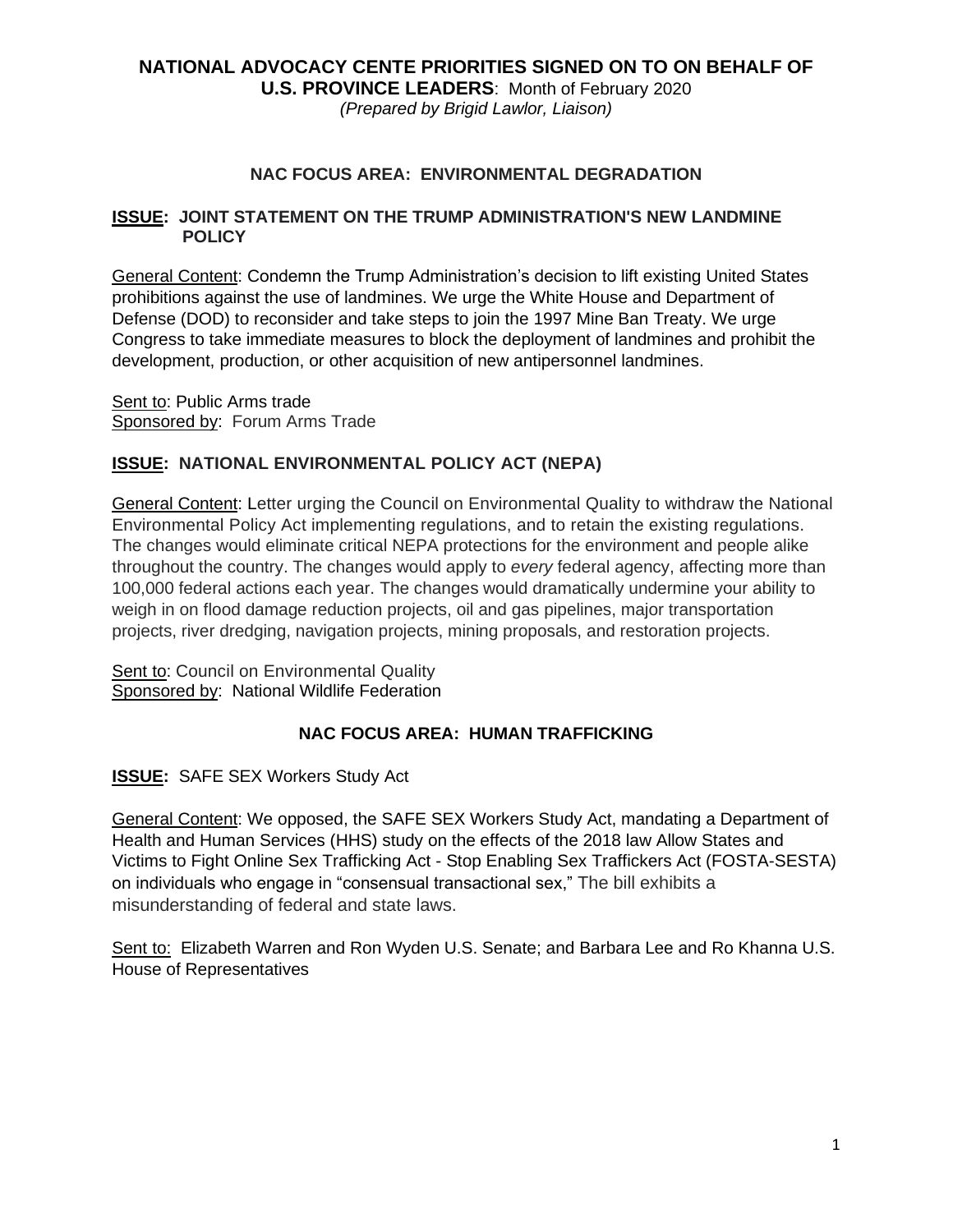# NATIONAL ADVOCACY CENTE PRIORITIES SIGNED ON TO ON BEHALF OF U.S. PROVINCE LEADERS: Month of February 2020

*(Prepared by Brigid Lawlor, Liaison)*

## NAC FOCUS AREA: ENVIRONMENTAL DEGRADATION

### ISSUE: JOINT STATEMENT ON THE TRUMP ADMINISTRATION'S NEW LANDMINE POLICY

General Content: Condemn the Trump Administration's decision to lift existing United States prohibitions against the use of landmines. We urge the White House and Department of Defense (DOD) to reconsider and take steps to join the 1997 Mine Ban Treaty. We urge Congress to take immediate measures to block the deployment of landmines and prohibit the development, production, or other acquisition of new antipersonnel landmines.

Sent to: Public Arms trade
Sponsored by: Forum Arms Trade

### ISSUE: NATIONAL ENVIRONMENTAL POLICY ACT (NEPA)

General Content: Letter urging the Council on Environmental Quality to withdraw the National Environmental Policy Act implementing regulations, and to retain the existing regulations. The changes would eliminate critical NEPA protections for the environment and people alike throughout the country. The changes would apply to *every* federal agency, affecting more than 100,000 federal actions each year. The changes would dramatically undermine your ability to weigh in on flood damage reduction projects, oil and gas pipelines, major transportation projects, river dredging, navigation projects, mining proposals, and restoration projects.

Sent to: Council on Environmental Quality
Sponsored by: National Wildlife Federation

## NAC FOCUS AREA: HUMAN TRAFFICKING

### ISSUE: SAFE SEX Workers Study Act

General Content: We opposed, the SAFE SEX Workers Study Act, mandating a Department of Health and Human Services (HHS) study on the effects of the 2018 law Allow States and Victims to Fight Online Sex Trafficking Act - Stop Enabling Sex Traffickers Act (FOSTA-SESTA) on individuals who engage in "consensual transactional sex," The bill exhibits a misunderstanding of federal and state laws.

Sent to: Elizabeth Warren and Ron Wyden U.S. Senate; and Barbara Lee and Ro Khanna U.S. House of Representatives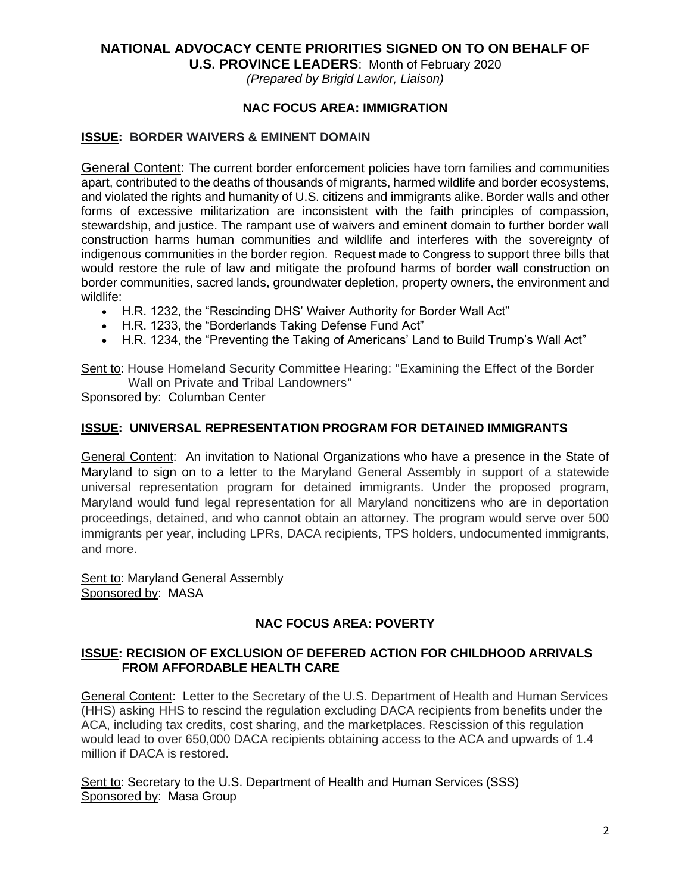# NATIONAL ADVOCACY CENTE PRIORITIES SIGNED ON TO ON BEHALF OF U.S. PROVINCE LEADERS: Month of February 2020

*(Prepared by Brigid Lawlor, Liaison)*

## NAC FOCUS AREA: IMMIGRATION

### ISSUE: BORDER WAIVERS & EMINENT DOMAIN

General Content: The current border enforcement policies have torn families and communities apart, contributed to the deaths of thousands of migrants, harmed wildlife and border ecosystems, and violated the rights and humanity of U.S. citizens and immigrants alike. Border walls and other forms of excessive militarization are inconsistent with the faith principles of compassion, stewardship, and justice. The rampant use of waivers and eminent domain to further border wall construction harms human communities and wildlife and interferes with the sovereignty of indigenous communities in the border region. Request made to Congress to support three bills that would restore the rule of law and mitigate the profound harms of border wall construction on border communities, sacred lands, groundwater depletion, property owners, the environment and wildlife:

- H.R. 1232, the "Rescinding DHS' Waiver Authority for Border Wall Act"
- H.R. 1233, the "Borderlands Taking Defense Fund Act"
- H.R. 1234, the "Preventing the Taking of Americans' Land to Build Trump's Wall Act"

Sent to: House Homeland Security Committee Hearing: "Examining the Effect of the Border Wall on Private and Tribal Landowners"

Sponsored by: Columban Center

### ISSUE: UNIVERSAL REPRESENTATION PROGRAM FOR DETAINED IMMIGRANTS

General Content: An invitation to National Organizations who have a presence in the State of Maryland to sign on to a letter to the Maryland General Assembly in support of a statewide universal representation program for detained immigrants. Under the proposed program, Maryland would fund legal representation for all Maryland noncitizens who are in deportation proceedings, detained, and who cannot obtain an attorney. The program would serve over 500 immigrants per year, including LPRs, DACA recipients, TPS holders, undocumented immigrants, and more.

Sent to: Maryland General Assembly

Sponsored by: MASA

## NAC FOCUS AREA: POVERTY

### ISSUE: RECISION OF EXCLUSION OF DEFERED ACTION FOR CHILDHOOD ARRIVALS FROM AFFORDABLE HEALTH CARE

General Content: Letter to the Secretary of the U.S. Department of Health and Human Services (HHS) asking HHS to rescind the regulation excluding DACA recipients from benefits under the ACA, including tax credits, cost sharing, and the marketplaces. Rescission of this regulation would lead to over 650,000 DACA recipients obtaining access to the ACA and upwards of 1.4 million if DACA is restored.

Sent to: Secretary to the U.S. Department of Health and Human Services (SSS)

Sponsored by: Masa Group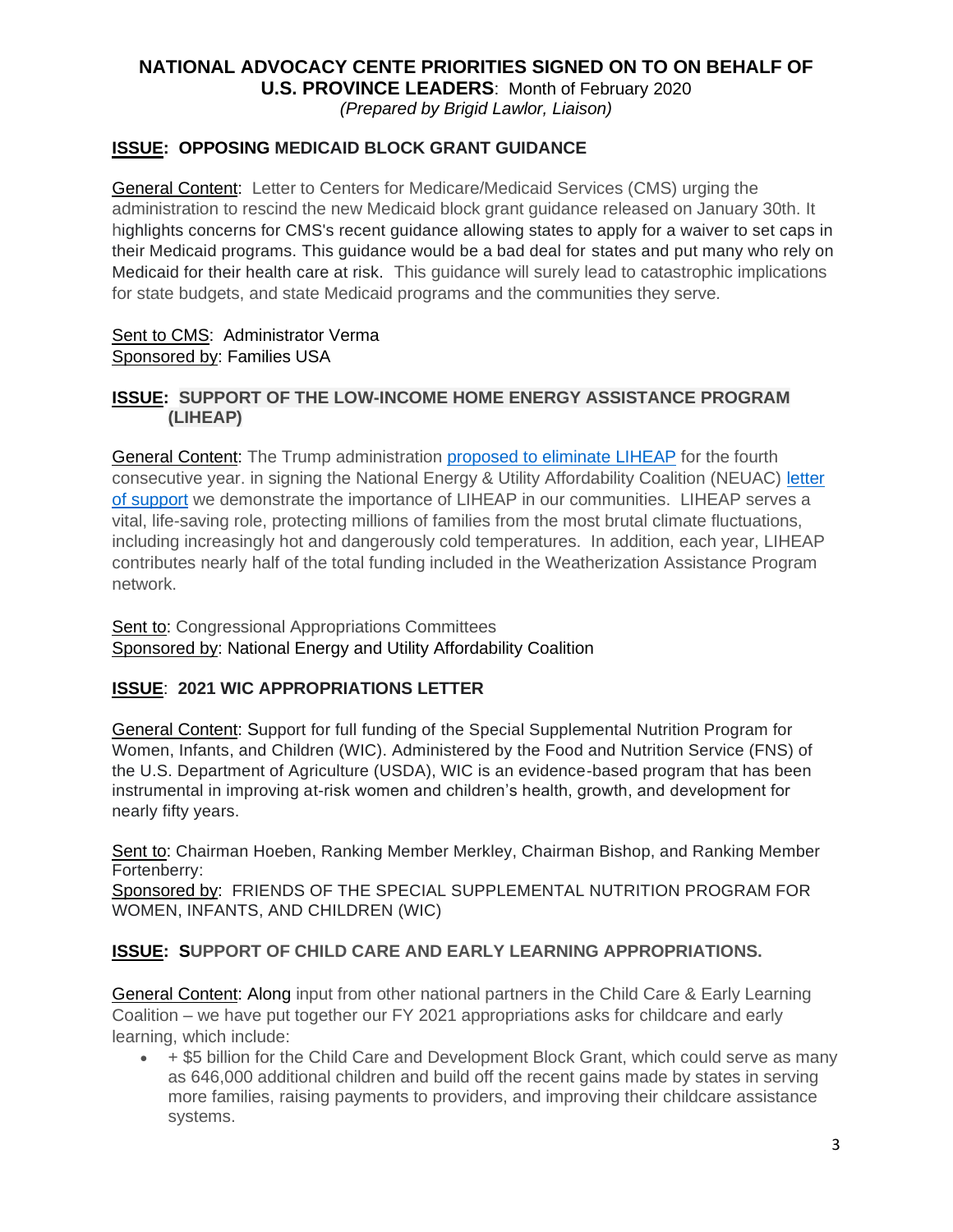# NATIONAL ADVOCACY CENTE PRIORITIES SIGNED ON TO ON BEHALF OF U.S. PROVINCE LEADERS: Month of February 2020

*(Prepared by Brigid Lawlor, Liaison)*

## ISSUE: OPPOSING MEDICAID BLOCK GRANT GUIDANCE

General Content: Letter to Centers for Medicare/Medicaid Services (CMS) urging the administration to rescind the new Medicaid block grant guidance released on January 30th. It highlights concerns for CMS's recent guidance allowing states to apply for a waiver to set caps in their Medicaid programs. This guidance would be a bad deal for states and put many who rely on Medicaid for their health care at risk. This guidance will surely lead to catastrophic implications for state budgets, and state Medicaid programs and the communities they serve.

Sent to CMS: Administrator Verma
Sponsored by: Families USA

## ISSUE: SUPPORT OF THE LOW-INCOME HOME ENERGY ASSISTANCE PROGRAM (LIHEAP)

General Content: The Trump administration proposed to eliminate LIHEAP for the fourth consecutive year. in signing the National Energy & Utility Affordability Coalition (NEUAC) letter of support we demonstrate the importance of LIHEAP in our communities. LIHEAP serves a vital, life-saving role, protecting millions of families from the most brutal climate fluctuations, including increasingly hot and dangerously cold temperatures. In addition, each year, LIHEAP contributes nearly half of the total funding included in the Weatherization Assistance Program network.

Sent to: Congressional Appropriations Committees
Sponsored by: National Energy and Utility Affordability Coalition

## ISSUE: 2021 WIC APPROPRIATIONS LETTER

General Content: Support for full funding of the Special Supplemental Nutrition Program for Women, Infants, and Children (WIC). Administered by the Food and Nutrition Service (FNS) of the U.S. Department of Agriculture (USDA), WIC is an evidence-based program that has been instrumental in improving at-risk women and children's health, growth, and development for nearly fifty years.

Sent to: Chairman Hoeben, Ranking Member Merkley, Chairman Bishop, and Ranking Member Fortenberry:
Sponsored by: FRIENDS OF THE SPECIAL SUPPLEMENTAL NUTRITION PROGRAM FOR WOMEN, INFANTS, AND CHILDREN (WIC)

## ISSUE: SUPPORT OF CHILD CARE AND EARLY LEARNING APPROPRIATIONS.

General Content: Along input from other national partners in the Child Care & Early Learning Coalition – we have put together our FY 2021 appropriations asks for childcare and early learning, which include:

- + $5 billion for the Child Care and Development Block Grant, which could serve as many as 646,000 additional children and build off the recent gains made by states in serving more families, raising payments to providers, and improving their childcare assistance systems.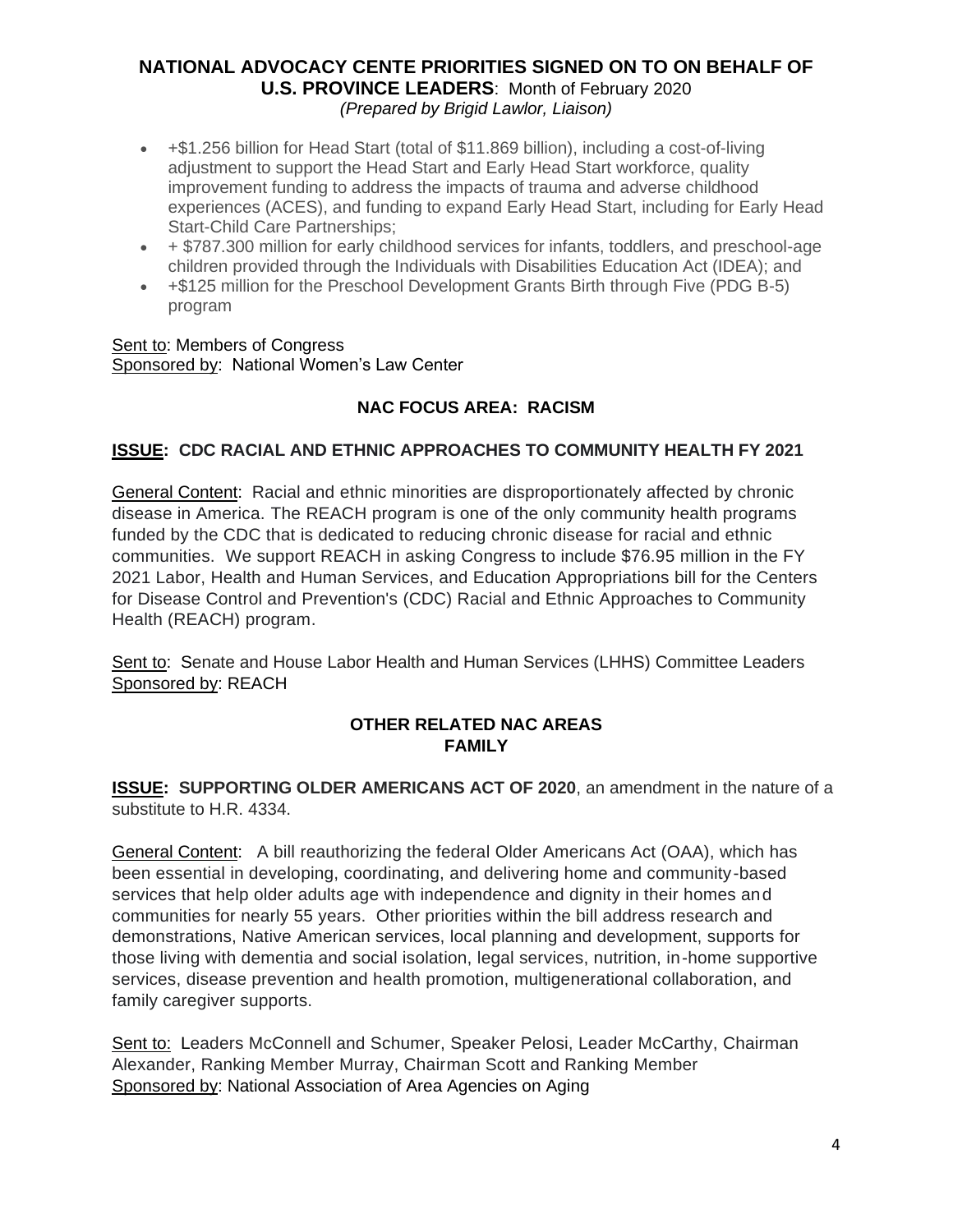## NATIONAL ADVOCACY CENTE PRIORITIES SIGNED ON TO ON BEHALF OF U.S. PROVINCE LEADERS: Month of February 2020

*(Prepared by Brigid Lawlor, Liaison)*

- +$1.256 billion for Head Start (total of $11.869 billion), including a cost-of-living adjustment to support the Head Start and Early Head Start workforce, quality improvement funding to address the impacts of trauma and adverse childhood experiences (ACES), and funding to expand Early Head Start, including for Early Head Start-Child Care Partnerships;
- + $787.300 million for early childhood services for infants, toddlers, and preschool-age children provided through the Individuals with Disabilities Education Act (IDEA); and
- +$125 million for the Preschool Development Grants Birth through Five (PDG B-5) program

Sent to: Members of Congress
Sponsored by: National Women's Law Center

### NAC FOCUS AREA: RACISM

**ISSUE: CDC RACIAL AND ETHNIC APPROACHES TO COMMUNITY HEALTH FY 2021**

General Content: Racial and ethnic minorities are disproportionately affected by chronic disease in America. The REACH program is one of the only community health programs funded by the CDC that is dedicated to reducing chronic disease for racial and ethnic communities. We support REACH in asking Congress to include $76.95 million in the FY 2021 Labor, Health and Human Services, and Education Appropriations bill for the Centers for Disease Control and Prevention's (CDC) Racial and Ethnic Approaches to Community Health (REACH) program.

Sent to: Senate and House Labor Health and Human Services (LHHS) Committee Leaders
Sponsored by: REACH

### OTHER RELATED NAC AREAS
### FAMILY

**ISSUE: SUPPORTING OLDER AMERICANS ACT OF 2020**, an amendment in the nature of a substitute to H.R. 4334.

General Content: A bill reauthorizing the federal Older Americans Act (OAA), which has been essential in developing, coordinating, and delivering home and community-based services that help older adults age with independence and dignity in their homes and communities for nearly 55 years. Other priorities within the bill address research and demonstrations, Native American services, local planning and development, supports for those living with dementia and social isolation, legal services, nutrition, in-home supportive services, disease prevention and health promotion, multigenerational collaboration, and family caregiver supports.

Sent to: Leaders McConnell and Schumer, Speaker Pelosi, Leader McCarthy, Chairman Alexander, Ranking Member Murray, Chairman Scott and Ranking Member
Sponsored by: National Association of Area Agencies on Aging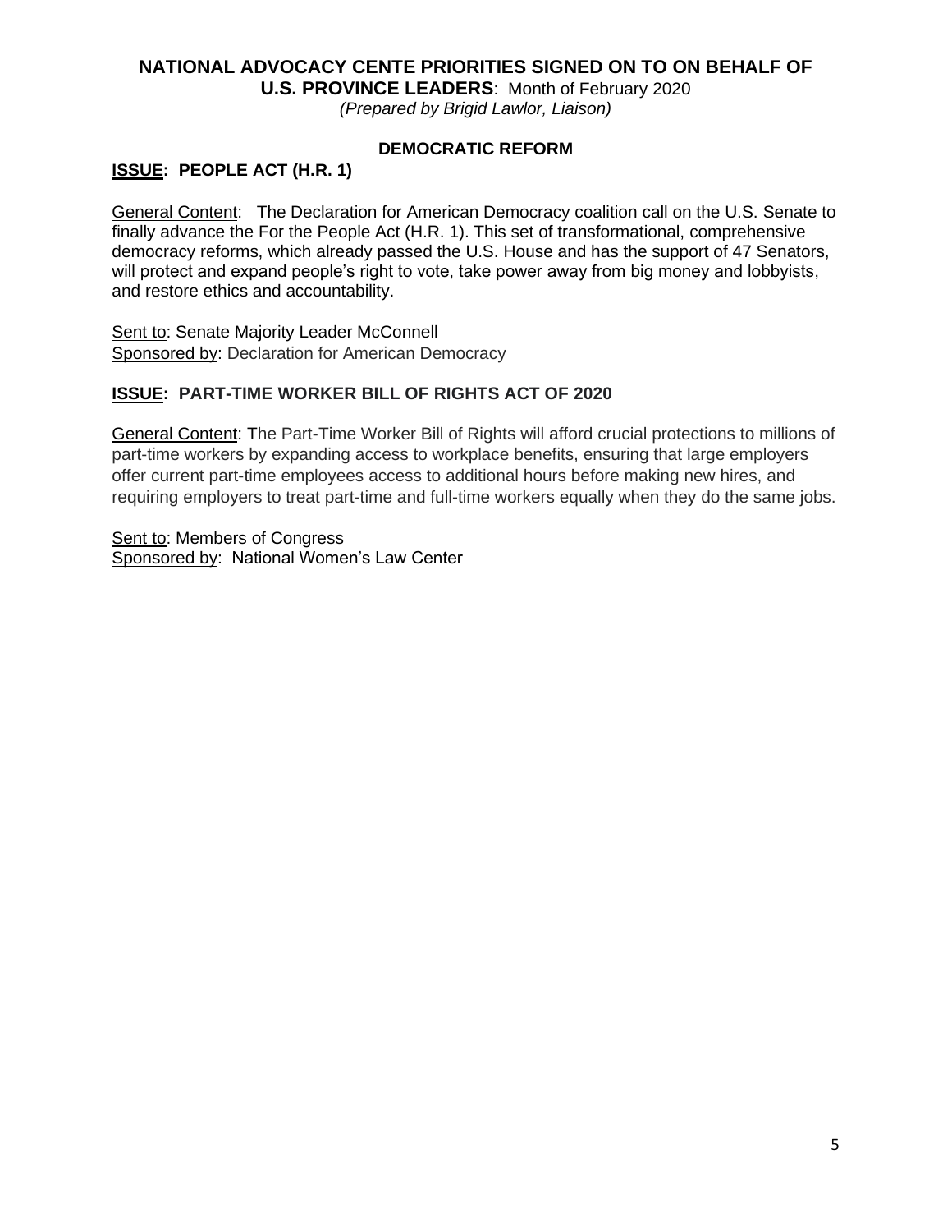# NATIONAL ADVOCACY CENTE PRIORITIES SIGNED ON TO ON BEHALF OF U.S. PROVINCE LEADERS: Month of February 2020

*(Prepared by Brigid Lawlor, Liaison)*

## DEMOCRATIC REFORM

### ISSUE: PEOPLE ACT (H.R. 1)

General Content: The Declaration for American Democracy coalition call on the U.S. Senate to finally advance the For the People Act (H.R. 1). This set of transformational, comprehensive democracy reforms, which already passed the U.S. House and has the support of 47 Senators, will protect and expand people's right to vote, take power away from big money and lobbyists, and restore ethics and accountability.

Sent to: Senate Majority Leader McConnell
Sponsored by: Declaration for American Democracy

### ISSUE: PART-TIME WORKER BILL OF RIGHTS ACT OF 2020

General Content: The Part-Time Worker Bill of Rights will afford crucial protections to millions of part-time workers by expanding access to workplace benefits, ensuring that large employers offer current part-time employees access to additional hours before making new hires, and requiring employers to treat part-time and full-time workers equally when they do the same jobs.

Sent to: Members of Congress
Sponsored by: National Women's Law Center